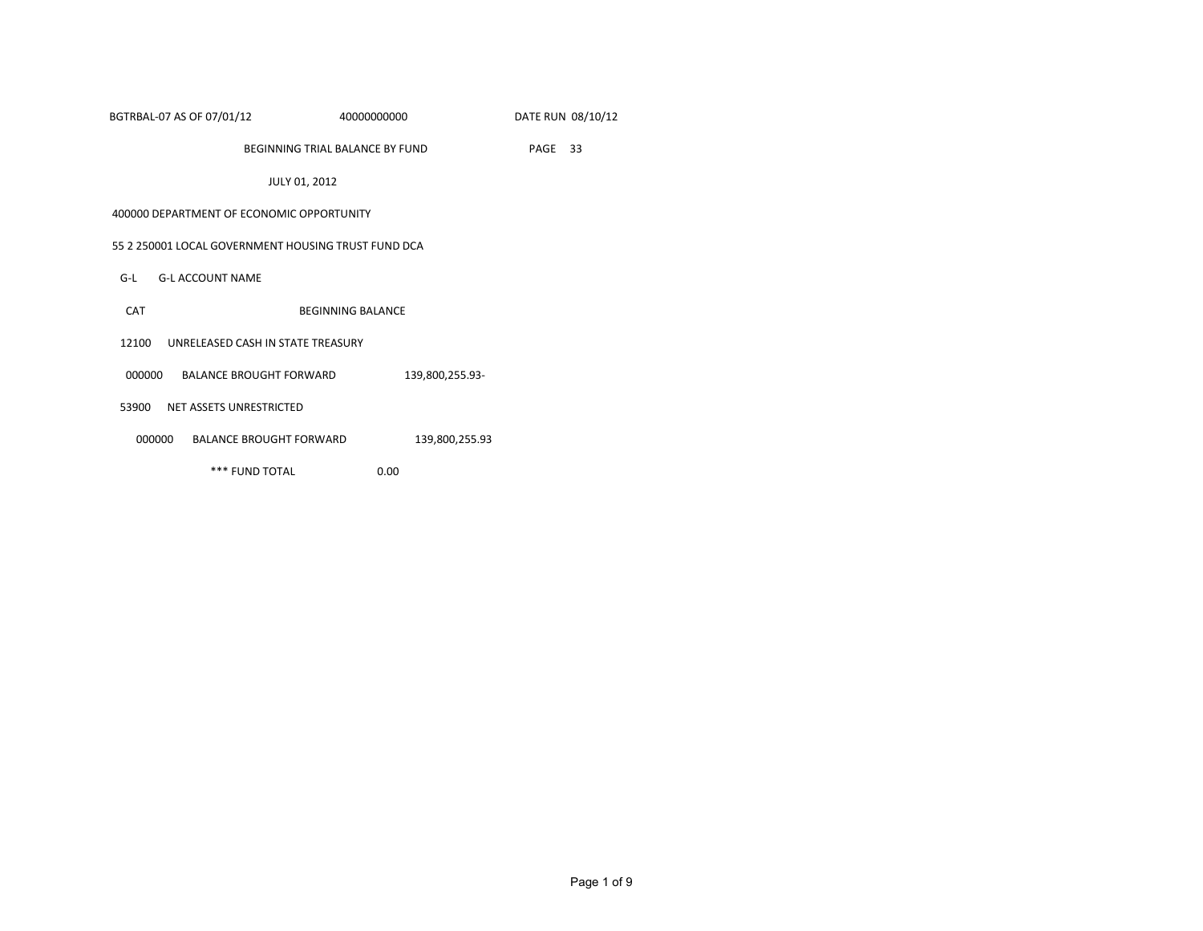BGTRBAL-07 AS OF 07/01/12 40000000000 DATE RUN 08/10/12

BEGINNING TRIAL BALANCE BY FUND PAGE 33

JULY 01, 2012

400000 DEPARTMENT OF ECONOMIC OPPORTUNITY

55 2 250001 LOCAL GOVERNMENT HOUSING TRUST FUND DCA

| G-L | G-L ACCOUNT NAME | |
|---|---|---|
| CAT | | BEGINNING BALANCE |
| 12100 | UNRELEASED CASH IN STATE TREASURY | |
| 000000 | BALANCE BROUGHT FORWARD | 139,800,255.93- |
| 53900 | NET ASSETS UNRESTRICTED | |
| 000000 | BALANCE BROUGHT FORWARD | 139,800,255.93 |
| | *** FUND TOTAL | 0.00 |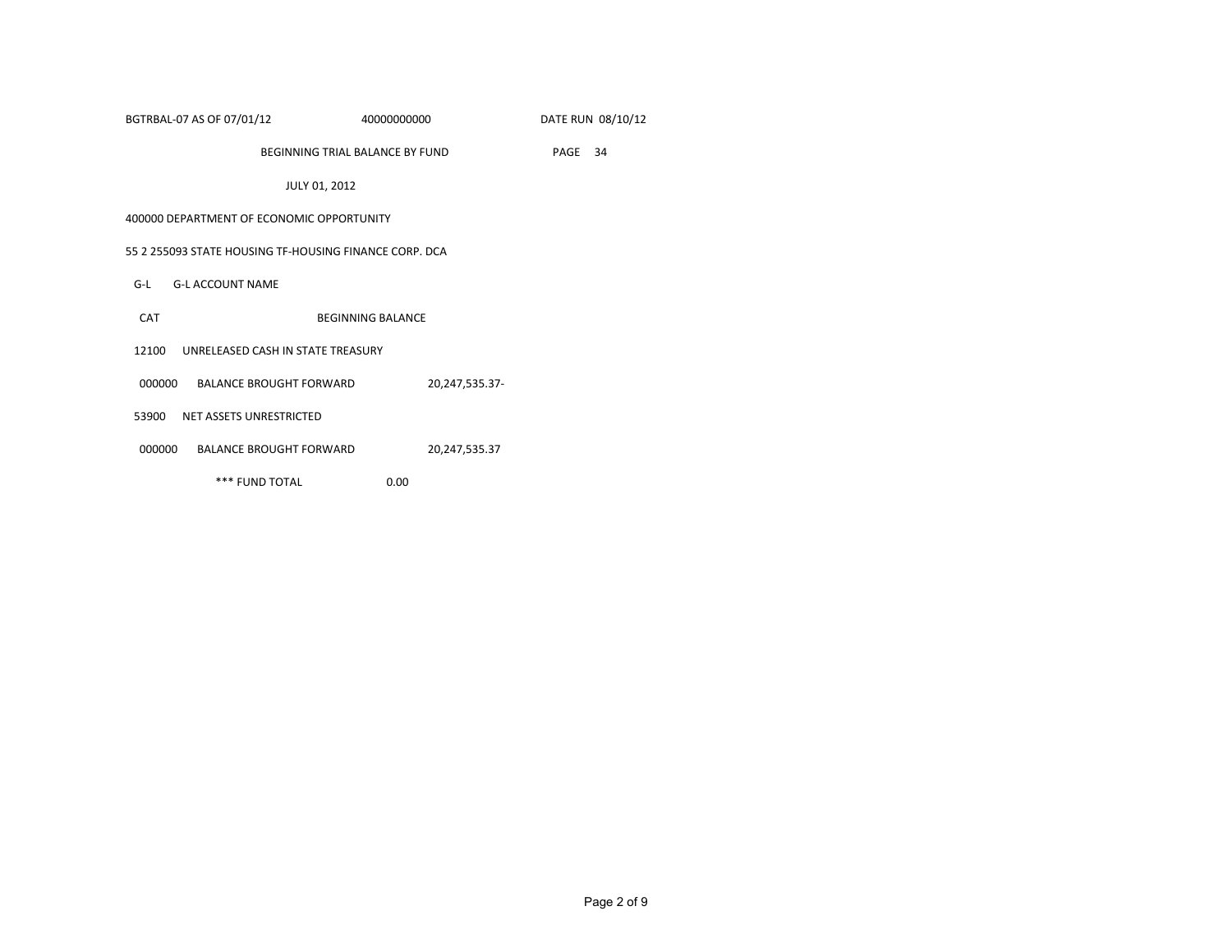BGTRBAL-07 AS OF 07/01/12 40000000000 DATE RUN 08/10/12

BEGINNING TRIAL BALANCE BY FUND PAGE 34

JULY 01, 2012

400000 DEPARTMENT OF ECONOMIC OPPORTUNITY

55 2 255093 STATE HOUSING TF-HOUSING FINANCE CORP. DCA

| G-L CAT | G-L ACCOUNT NAME | BEGINNING BALANCE |
|---|---|---|
| 12100 | UNRELEASED CASH IN STATE TREASURY | |
| 000000 | BALANCE BROUGHT FORWARD | 20,247,535.37- |
| 53900 | NET ASSETS UNRESTRICTED | |
| 000000 | BALANCE BROUGHT FORWARD | 20,247,535.37 |
| | *** FUND TOTAL | 0.00 |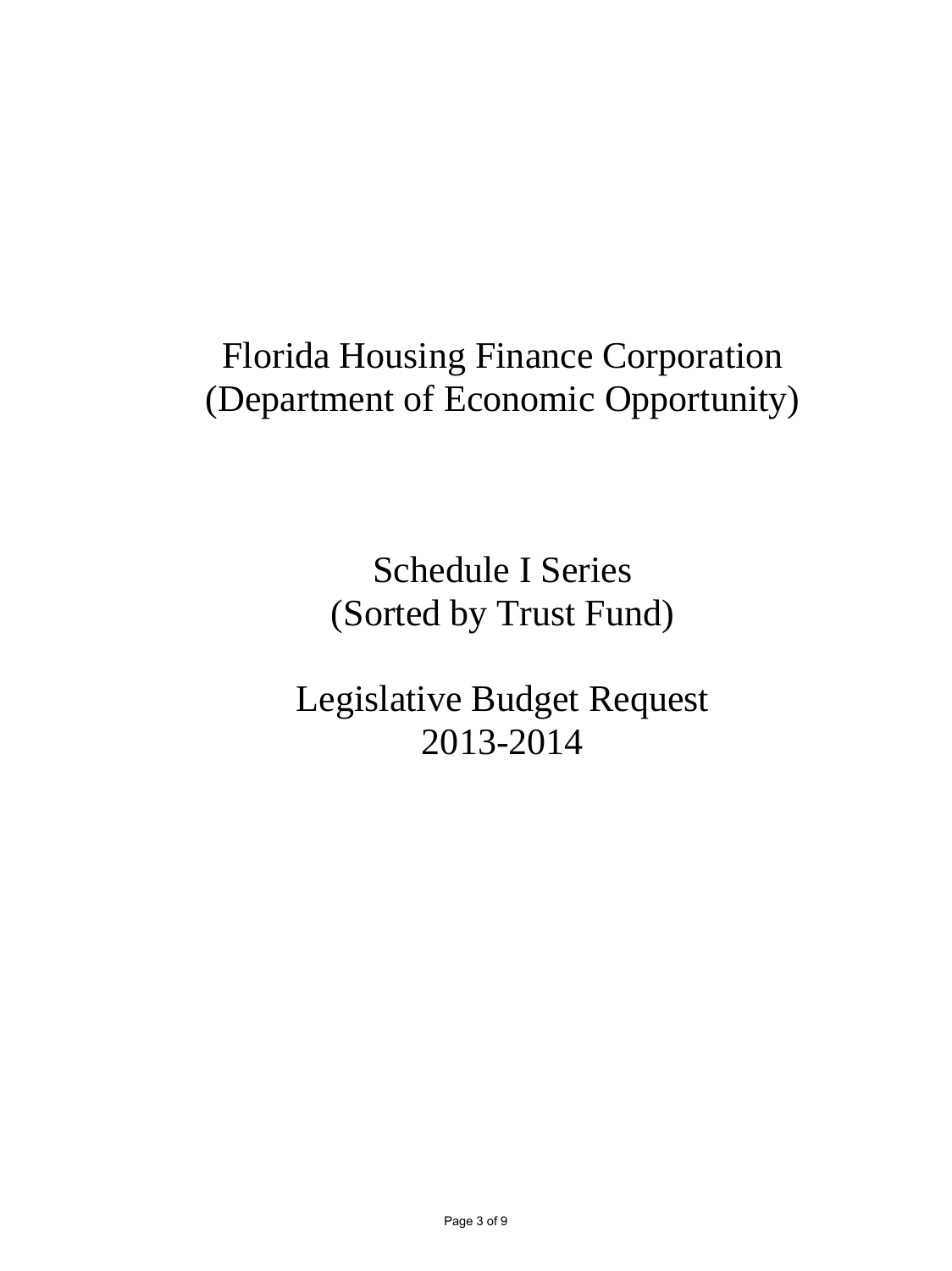# Florida Housing Finance Corporation
# (Department of Economic Opportunity)

## Schedule I Series
## (Sorted by Trust Fund)

## Legislative Budget Request
## 2013-2014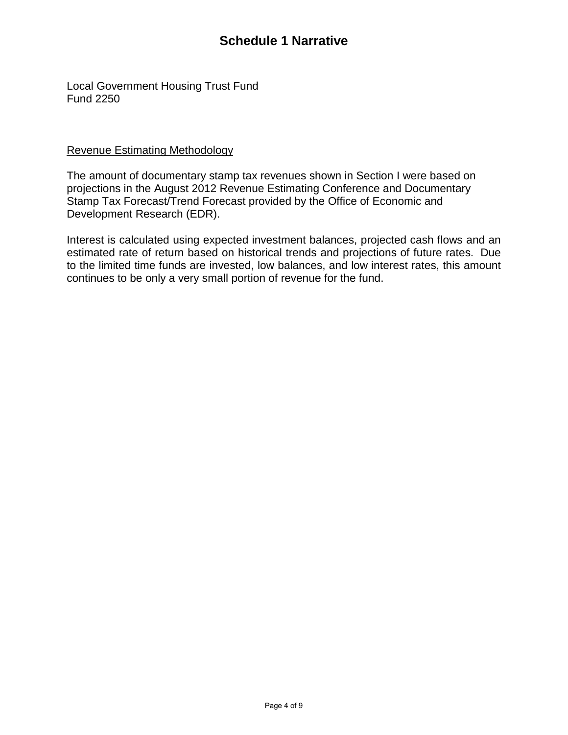# Schedule 1 Narrative

Local Government Housing Trust Fund
Fund 2250

<u>Revenue Estimating Methodology</u>

The amount of documentary stamp tax revenues shown in Section I were based on projections in the August 2012 Revenue Estimating Conference and Documentary Stamp Tax Forecast/Trend Forecast provided by the Office of Economic and Development Research (EDR).

Interest is calculated using expected investment balances, projected cash flows and an estimated rate of return based on historical trends and projections of future rates. Due to the limited time funds are invested, low balances, and low interest rates, this amount continues to be only a very small portion of revenue for the fund.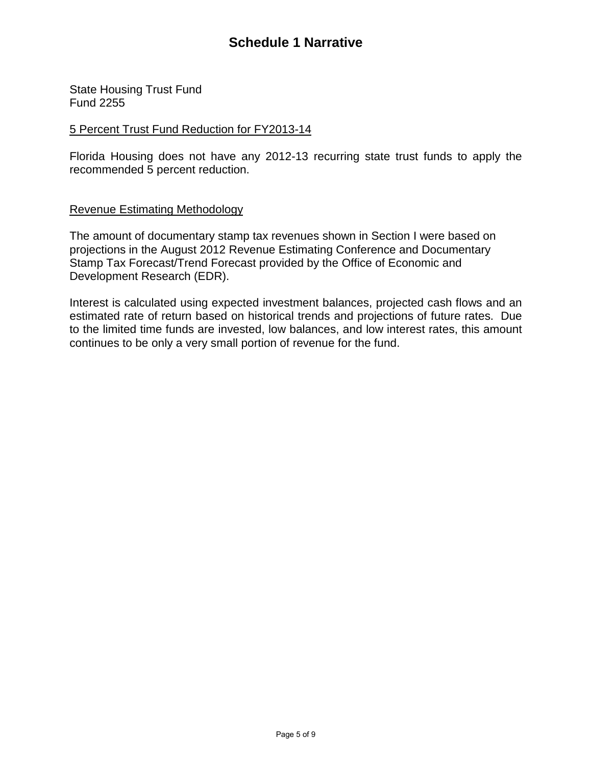# Schedule 1 Narrative

State Housing Trust Fund
Fund 2255

5 Percent Trust Fund Reduction for FY2013-14

Florida Housing does not have any 2012-13 recurring state trust funds to apply the recommended 5 percent reduction.

Revenue Estimating Methodology

The amount of documentary stamp tax revenues shown in Section I were based on projections in the August 2012 Revenue Estimating Conference and Documentary Stamp Tax Forecast/Trend Forecast provided by the Office of Economic and Development Research (EDR).

Interest is calculated using expected investment balances, projected cash flows and an estimated rate of return based on historical trends and projections of future rates. Due to the limited time funds are invested, low balances, and low interest rates, this amount continues to be only a very small portion of revenue for the fund.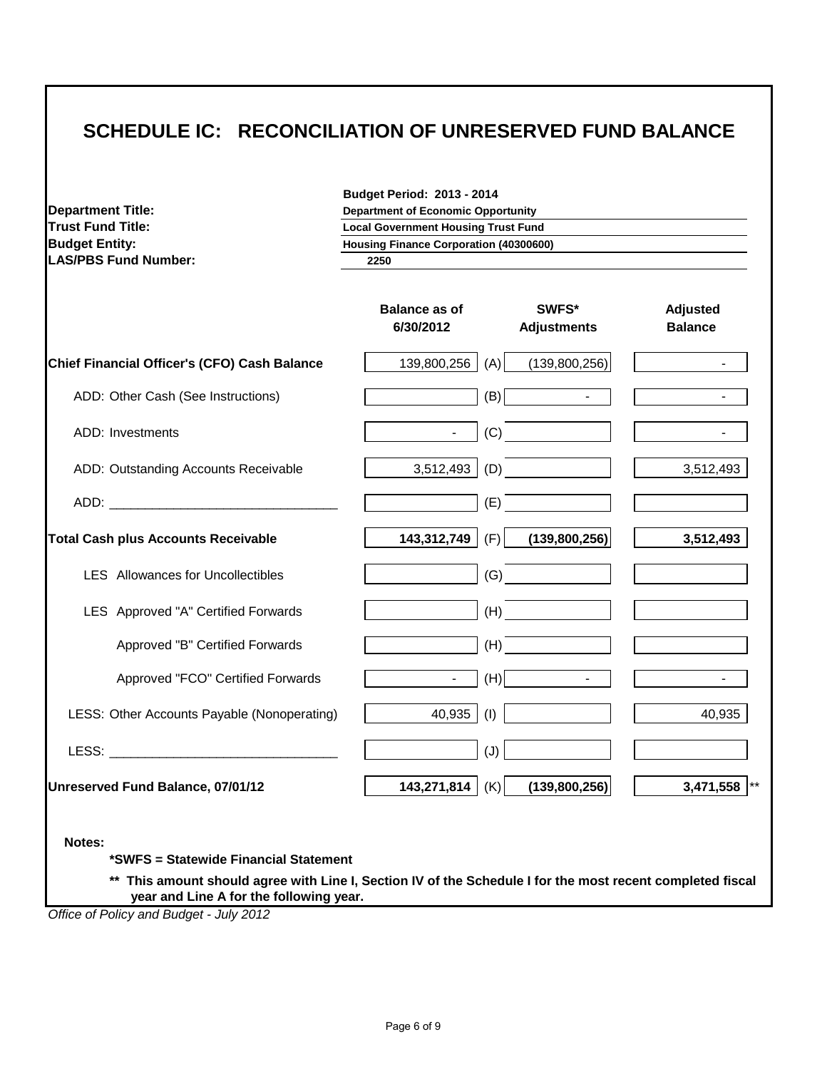# SCHEDULE IC: RECONCILIATION OF UNRESERVED FUND BALANCE

**Budget Period: 2013 - 2014**

| | |
|---|---|
| **Department Title:** | **Department of Economic Opportunity** |
| **Trust Fund Title:** | **Local Government Housing Trust Fund** |
| **Budget Entity:** | **Housing Finance Corporation (40300600)** |
| **LAS/PBS Fund Number:** | **2250** |

| | Balance as of 6/30/2012 | | SWFS* Adjustments | Adjusted Balance |
|---|---|---|---|---|
| **Chief Financial Officer's (CFO) Cash Balance** | 139,800,256 | (A) | (139,800,256) | - |
| ADD: Other Cash (See Instructions) | | (B) | - | - |
| ADD: Investments | - | (C) | | - |
| ADD: Outstanding Accounts Receivable | 3,512,493 | (D) | | 3,512,493 |
| ADD: _______________________________ | | (E) | | |
| **Total Cash plus Accounts Receivable** | **143,312,749** | (F) | **(139,800,256)** | **3,512,493** |
| LES Allowances for Uncollectibles | | (G) | | |
| LES Approved "A" Certified Forwards | | (H) | | |
| Approved "B" Certified Forwards | | (H) | | |
| Approved "FCO" Certified Forwards | - | (H) | - | - |
| LESS: Other Accounts Payable (Nonoperating) | 40,935 | (I) | | 40,935 |
| LESS: _______________________________ | | (J) | | |
| **Unreserved Fund Balance, 07/01/12** | **143,271,814** | (K) | **(139,800,256)** | **3,471,558** ** |

**Notes:**

**\*SWFS = Statewide Financial Statement**

**\*\* This amount should agree with Line I, Section IV of the Schedule I for the most recent completed fiscal year and Line A for the following year.**

*Office of Policy and Budget - July 2012*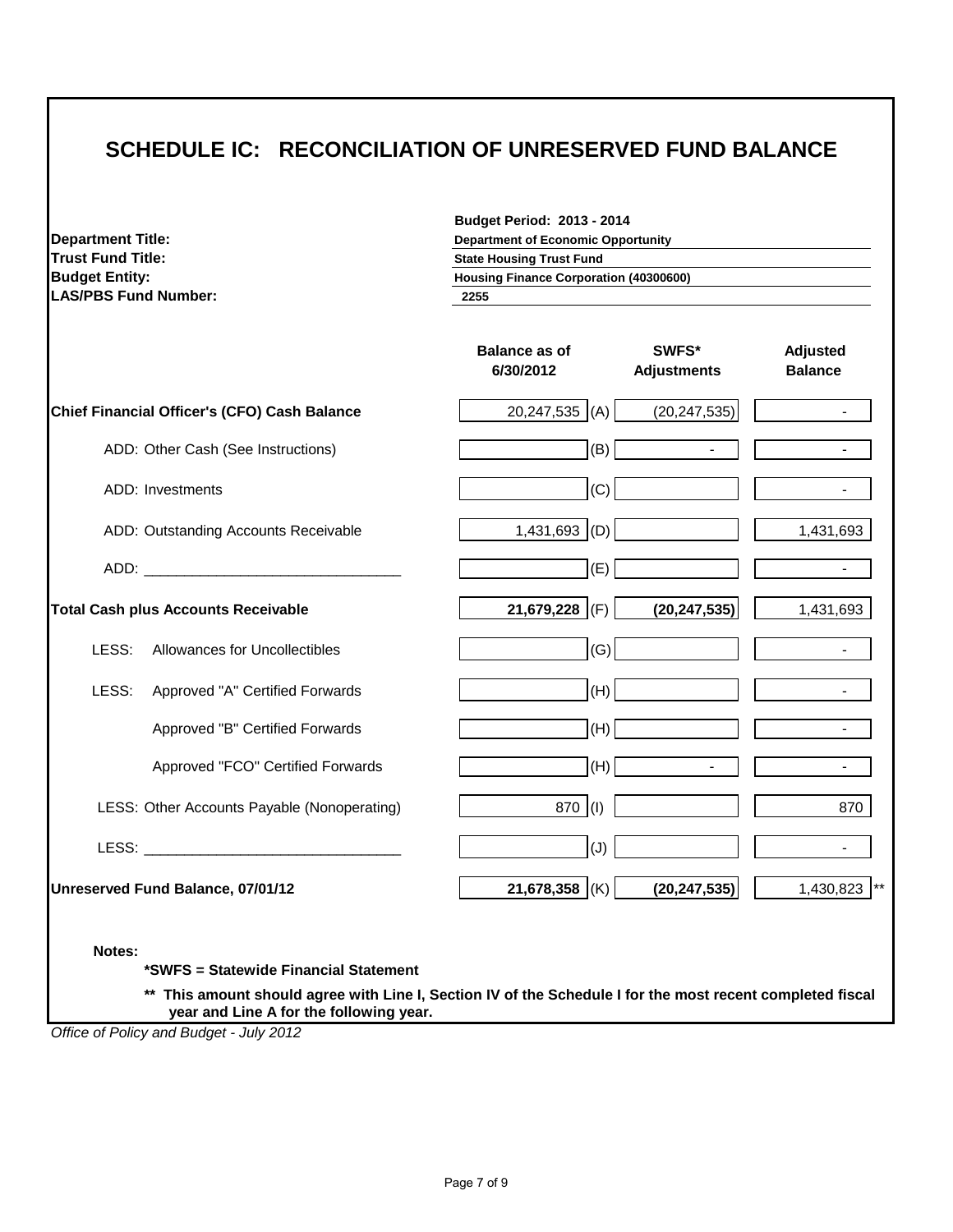# SCHEDULE IC: RECONCILIATION OF UNRESERVED FUND BALANCE

**Budget Period: 2013 - 2014**

| | |
|---|---|
| **Department Title:** | **Department of Economic Opportunity** |
| **Trust Fund Title:** | **State Housing Trust Fund** |
| **Budget Entity:** | **Housing Finance Corporation (40300600)** |
| **LAS/PBS Fund Number:** | **2255** |

| | **Balance as of 6/30/2012** | | **SWFS* Adjustments** | **Adjusted Balance** |
|---|---|---|---|---|
| **Chief Financial Officer's (CFO) Cash Balance** | 20,247,535 | (A) | (20,247,535) | - |
| ADD: Other Cash (See Instructions) | | (B) | - | - |
| ADD: Investments | | (C) | | - |
| ADD: Outstanding Accounts Receivable | 1,431,693 | (D) | | 1,431,693 |
| ADD: _______________________________ | | (E) | | - |
| **Total Cash plus Accounts Receivable** | **21,679,228** | (F) | **(20,247,535)** | 1,431,693 |
| LESS: Allowances for Uncollectibles | | (G) | | - |
| LESS: Approved "A" Certified Forwards | | (H) | | - |
| Approved "B" Certified Forwards | | (H) | | - |
| Approved "FCO" Certified Forwards | | (H) | - | - |
| LESS: Other Accounts Payable (Nonoperating) | 870 | (I) | | 870 |
| LESS: _______________________________ | | (J) | | - |
| **Unreserved Fund Balance, 07/01/12** | **21,678,358** | (K) | **(20,247,535)** | 1,430,823 ** |

**Notes:**

**\*SWFS = Statewide Financial Statement**

**\*\* This amount should agree with Line I, Section IV of the Schedule I for the most recent completed fiscal year and Line A for the following year.**

*Office of Policy and Budget - July 2012*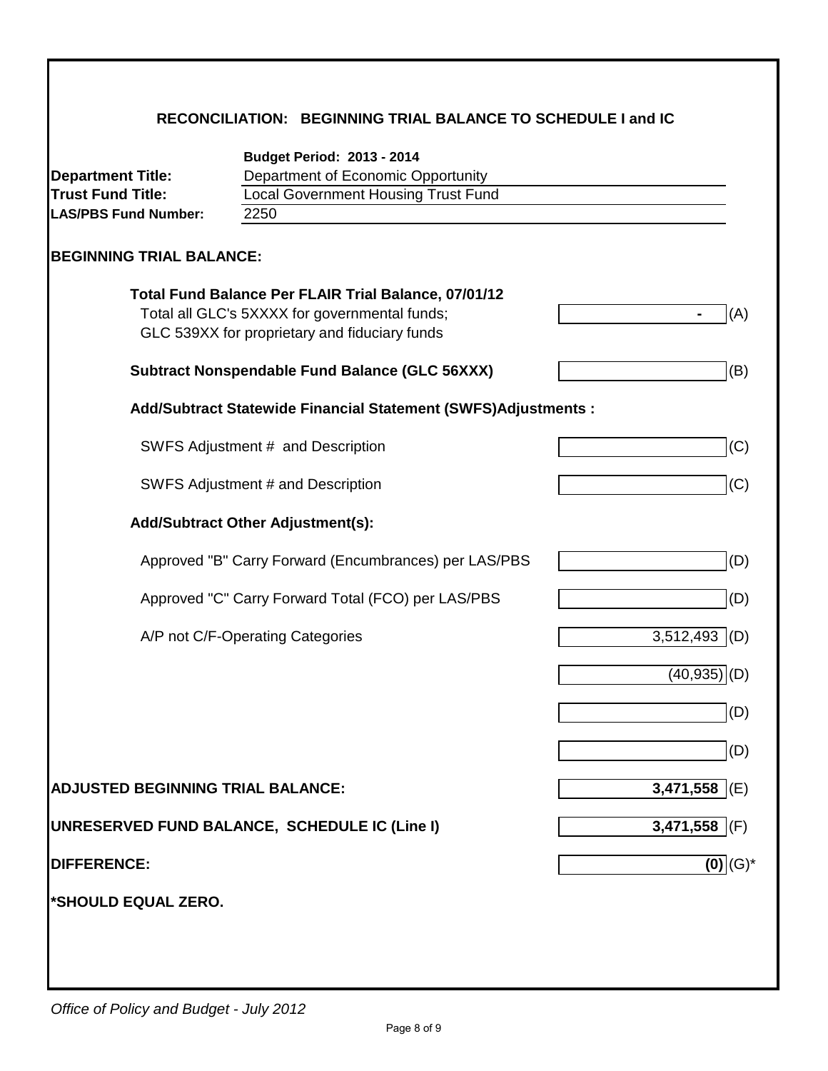## RECONCILIATION: BEGINNING TRIAL BALANCE TO SCHEDULE I and IC

| | **Budget Period: 2013 - 2014** |
|---|---|
| **Department Title:** | Department of Economic Opportunity |
| **Trust Fund Title:** | Local Government Housing Trust Fund |
| **LAS/PBS Fund Number:** | 2250 |

**BEGINNING TRIAL BALANCE:**

| Item | Amount | Ref |
|---|---|---|
| **Total Fund Balance Per FLAIR Trial Balance, 07/01/12** | | |
| Total all GLC's 5XXXX for governmental funds; GLC 539XX for proprietary and fiduciary funds | - | (A) |
| **Subtract Nonspendable Fund Balance (GLC 56XXX)** | | (B) |
| **Add/Subtract Statewide Financial Statement (SWFS)Adjustments :** | | |
| SWFS Adjustment # and Description | | (C) |
| SWFS Adjustment # and Description | | (C) |
| **Add/Subtract Other Adjustment(s):** | | |
| Approved "B" Carry Forward (Encumbrances) per LAS/PBS | | (D) |
| Approved "C" Carry Forward Total (FCO) per LAS/PBS | | (D) |
| A/P not C/F-Operating Categories | 3,512,493 | (D) |
| | (40,935) | (D) |
| | | (D) |
| | | (D) |
| **ADJUSTED BEGINNING TRIAL BALANCE:** | **3,471,558** | (E) |
| **UNRESERVED FUND BALANCE, SCHEDULE IC (Line I)** | **3,471,558** | (F) |
| **DIFFERENCE:** | **(0)** | (G)* |

**\*SHOULD EQUAL ZERO.**

*Office of Policy and Budget - July 2012*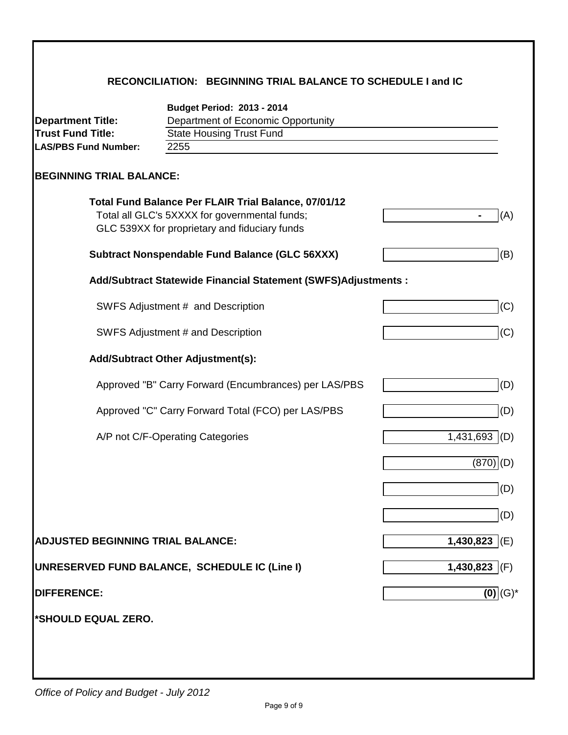## RECONCILIATION: BEGINNING TRIAL BALANCE TO SCHEDULE I and IC

**Budget Period: 2013 - 2014**

**Department Title:** Department of Economic Opportunity
**Trust Fund Title:** State Housing Trust Fund
**LAS/PBS Fund Number:** 2255

**BEGINNING TRIAL BALANCE:**

| | | |
|---|---|---|
| **Total Fund Balance Per FLAIR Trial Balance, 07/01/12** | | |
| Total all GLC's 5XXXX for governmental funds; GLC 539XX for proprietary and fiduciary funds | - | (A) |
| **Subtract Nonspendable Fund Balance (GLC 56XXX)** | | (B) |
| **Add/Subtract Statewide Financial Statement (SWFS)Adjustments :** | | |
| SWFS Adjustment # and Description | | (C) |
| SWFS Adjustment # and Description | | (C) |
| **Add/Subtract Other Adjustment(s):** | | |
| Approved "B" Carry Forward (Encumbrances) per LAS/PBS | | (D) |
| Approved "C" Carry Forward Total (FCO) per LAS/PBS | | (D) |
| A/P not C/F-Operating Categories | 1,431,693 | (D) |
| | (870) | (D) |
| | | (D) |
| | | (D) |
| **ADJUSTED BEGINNING TRIAL BALANCE:** | **1,430,823** | (E) |
| **UNRESERVED FUND BALANCE, SCHEDULE IC (Line I)** | **1,430,823** | (F) |
| **DIFFERENCE:** | **(0)** | (G)* |

**\*SHOULD EQUAL ZERO.**

*Office of Policy and Budget - July 2012*